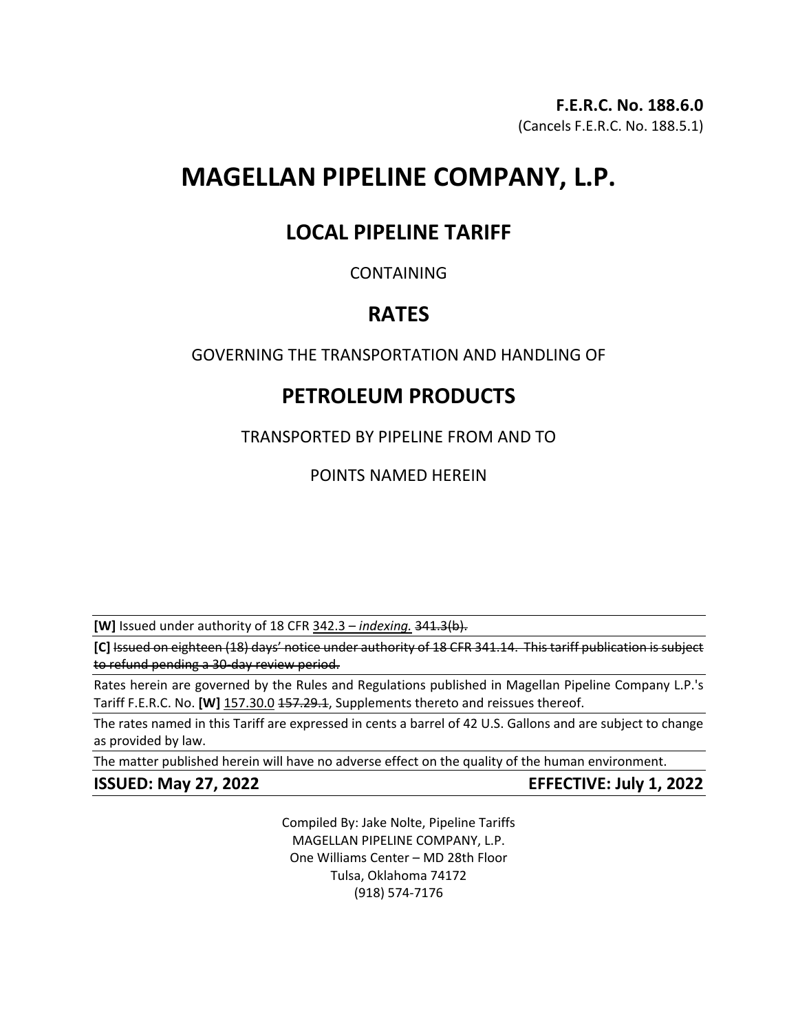**F.E.R.C. No. 188.6.0**
(Cancels F.E.R.C. No. 188.5.1)

# MAGELLAN PIPELINE COMPANY, L.P.

## LOCAL PIPELINE TARIFF

CONTAINING

## RATES

GOVERNING THE TRANSPORTATION AND HANDLING OF

## PETROLEUM PRODUCTS

TRANSPORTED BY PIPELINE FROM AND TO

POINTS NAMED HEREIN

**[W]** Issued under authority of 18 CFR <u>342.3 – *indexing.*</u> ~~341.3(b).~~

**[C]** ~~Issued on eighteen (18) days' notice under authority of 18 CFR 341.14. This tariff publication is subject to refund pending a 30-day review period.~~

Rates herein are governed by the Rules and Regulations published in Magellan Pipeline Company L.P.'s Tariff F.E.R.C. No. **[W]** <u>157.30.0</u> ~~157.29.1~~, Supplements thereto and reissues thereof.

The rates named in this Tariff are expressed in cents a barrel of 42 U.S. Gallons and are subject to change as provided by law.

The matter published herein will have no adverse effect on the quality of the human environment.

**ISSUED: May 27, 2022** **EFFECTIVE: July 1, 2022**

Compiled By: Jake Nolte, Pipeline Tariffs
MAGELLAN PIPELINE COMPANY, L.P.
One Williams Center – MD 28th Floor
Tulsa, Oklahoma 74172
(918) 574-7176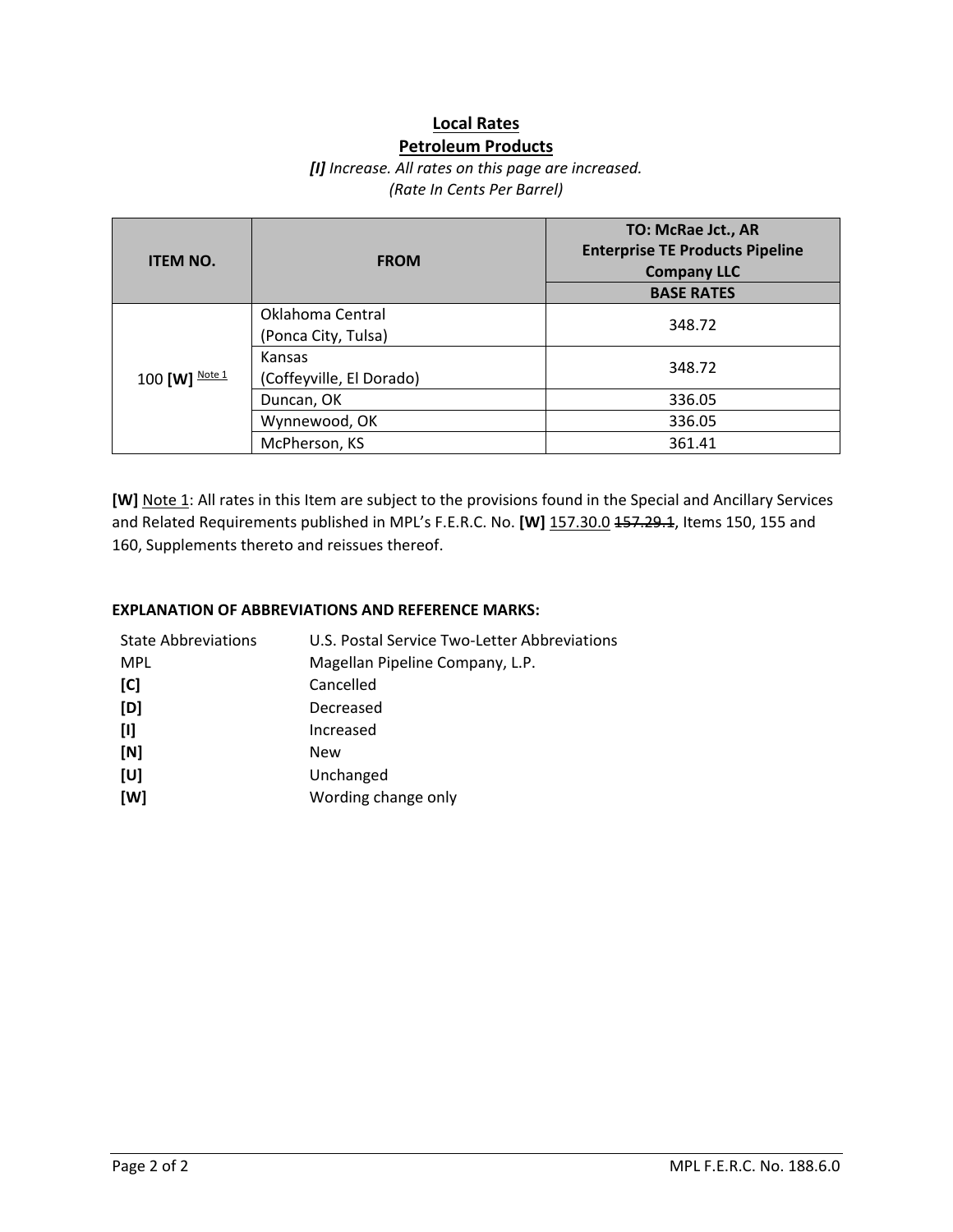# Local Rates

## Petroleum Products

*[I] Increase. All rates on this page are increased.*
*(Rate In Cents Per Barrel)*

| ITEM NO. | FROM | TO: McRae Jct., AR Enterprise TE Products Pipeline Company LLC |
|---|---|---|
| | | BASE RATES |
| 100 [W] Note 1 | Oklahoma Central (Ponca City, Tulsa) | 348.72 |
| | Kansas (Coffeyville, El Dorado) | 348.72 |
| | Duncan, OK | 336.05 |
| | Wynnewood, OK | 336.05 |
| | McPherson, KS | 361.41 |

**[W]** Note 1: All rates in this Item are subject to the provisions found in the Special and Ancillary Services and Related Requirements published in MPL's F.E.R.C. No. **[W]** 157.30.0 ~~157.29.1~~, Items 150, 155 and 160, Supplements thereto and reissues thereof.

**EXPLANATION OF ABBREVIATIONS AND REFERENCE MARKS:**

| | |
|---|---|
| State Abbreviations | U.S. Postal Service Two-Letter Abbreviations |
| MPL | Magellan Pipeline Company, L.P. |
| **[C]** | Cancelled |
| **[D]** | Decreased |
| **[I]** | Increased |
| **[N]** | New |
| **[U]** | Unchanged |
| **[W]** | Wording change only |

MPL F.E.R.C. No. 188.6.0